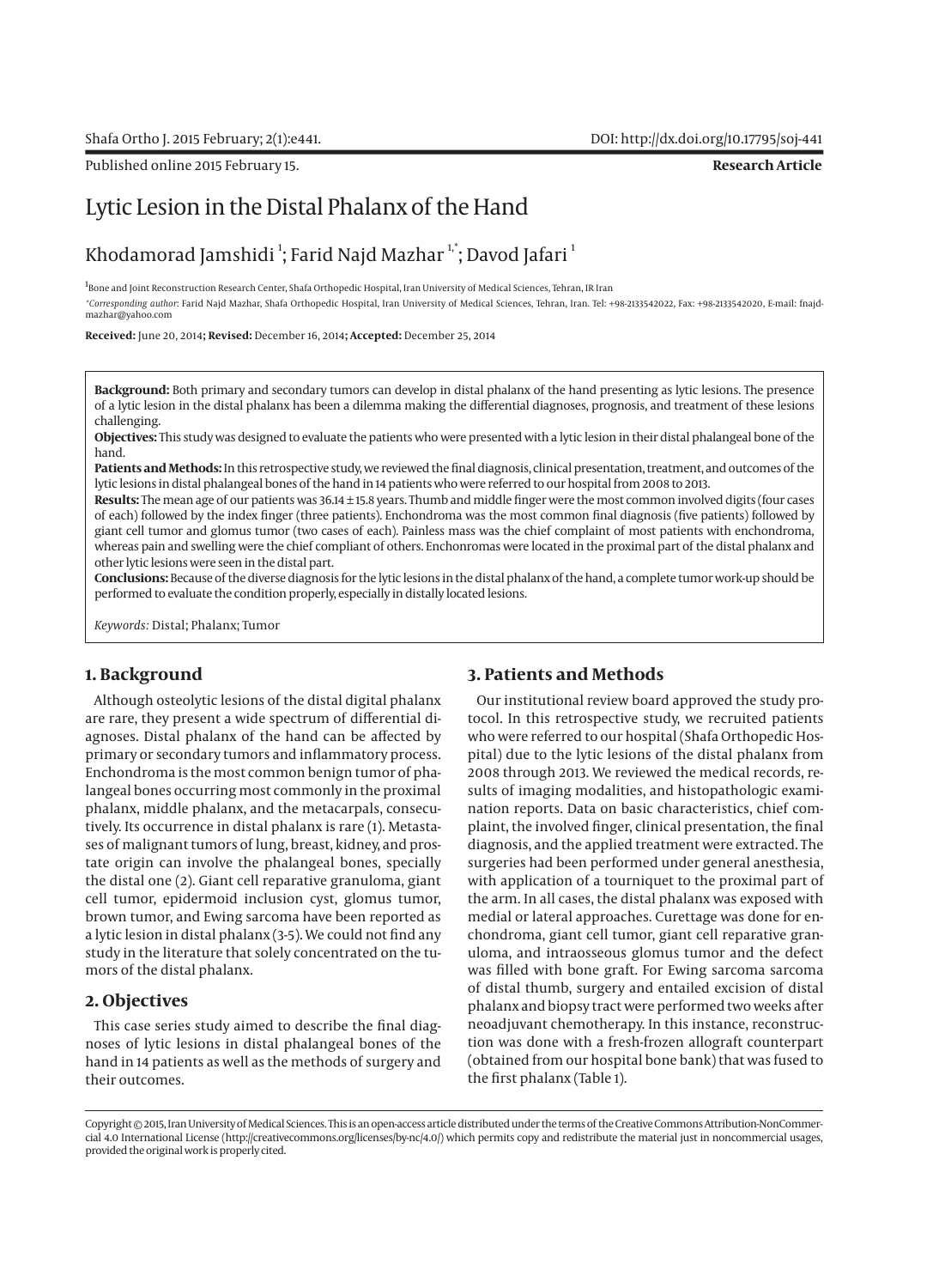Published online 2015 February 15.

**Research Article**

# Lytic Lesion in the Distal Phalanx of the Hand

Khodamorad Jamshidi [1]; Farid Najd Mazhar [1,*]; Davod Jafari [1]

[1]Bone and Joint Reconstruction Research Center, Shafa Orthopedic Hospital, Iran University of Medical Sciences, Tehran, IR Iran

*Corresponding author: Farid Najd Mazhar, Shafa Orthopedic Hospital, Iran University of Medical Sciences, Tehran, Iran. Tel: +98-2133542022, Fax: +98-2133542020, E-mail: fnajd-mazhar@yahoo.com

**Received:** June 20, 2014; **Revised:** December 16, 2014; **Accepted:** December 25, 2014

**Background:** Both primary and secondary tumors can develop in distal phalanx of the hand presenting as lytic lesions. The presence of a lytic lesion in the distal phalanx has been a dilemma making the differential diagnoses, prognosis, and treatment of these lesions challenging.

**Objectives:** This study was designed to evaluate the patients who were presented with a lytic lesion in their distal phalangeal bone of the hand.

**Patients and Methods:** In this retrospective study, we reviewed the final diagnosis, clinical presentation, treatment, and outcomes of the lytic lesions in distal phalangeal bones of the hand in 14 patients who were referred to our hospital from 2008 to 2013.

**Results:** The mean age of our patients was 36.14 ± 15.8 years. Thumb and middle finger were the most common involved digits (four cases of each) followed by the index finger (three patients). Enchondroma was the most common final diagnosis (five patients) followed by giant cell tumor and glomus tumor (two cases of each). Painless mass was the chief complaint of most patients with enchondroma, whereas pain and swelling were the chief compliant of others. Enchonromas were located in the proximal part of the distal phalanx and other lytic lesions were seen in the distal part.

**Conclusions:** Because of the diverse diagnosis for the lytic lesions in the distal phalanx of the hand, a complete tumor work-up should be performed to evaluate the condition properly, especially in distally located lesions.

*Keywords:* Distal; Phalanx; Tumor

## 1. Background

Although osteolytic lesions of the distal digital phalanx are rare, they present a wide spectrum of differential diagnoses. Distal phalanx of the hand can be affected by primary or secondary tumors and inflammatory process. Enchondroma is the most common benign tumor of phalangeal bones occurring most commonly in the proximal phalanx, middle phalanx, and the metacarpals, consecutively. Its occurrence in distal phalanx is rare (1). Metastases of malignant tumors of lung, breast, kidney, and prostate origin can involve the phalangeal bones, specially the distal one (2). Giant cell reparative granuloma, giant cell tumor, epidermoid inclusion cyst, glomus tumor, brown tumor, and Ewing sarcoma have been reported as a lytic lesion in distal phalanx (3-5). We could not find any study in the literature that solely concentrated on the tumors of the distal phalanx.

## 2. Objectives

This case series study aimed to describe the final diagnoses of lytic lesions in distal phalangeal bones of the hand in 14 patients as well as the methods of surgery and their outcomes.

## 3. Patients and Methods

Our institutional review board approved the study protocol. In this retrospective study, we recruited patients who were referred to our hospital (Shafa Orthopedic Hospital) due to the lytic lesions of the distal phalanx from 2008 through 2013. We reviewed the medical records, results of imaging modalities, and histopathologic examination reports. Data on basic characteristics, chief complaint, the involved finger, clinical presentation, the final diagnosis, and the applied treatment were extracted. The surgeries had been performed under general anesthesia, with application of a tourniquet to the proximal part of the arm. In all cases, the distal phalanx was exposed with medial or lateral approaches. Curettage was done for enchondroma, giant cell tumor, giant cell reparative granuloma, and intraosseous glomus tumor and the defect was filled with bone graft. For Ewing sarcoma sarcoma of distal thumb, surgery and entailed excision of distal phalanx and biopsy tract were performed two weeks after neoadjuvant chemotherapy. In this instance, reconstruction was done with a fresh-frozen allograft counterpart (obtained from our hospital bone bank) that was fused to the first phalanx (Table 1).

Copyright © 2015, Iran University of Medical Sciences. This is an open-access article distributed under the terms of the Creative Commons Attribution-NonCommercial 4.0 International License (http://creativecommons.org/licenses/by-nc/4.0/) which permits copy and redistribute the material just in noncommercial usages, provided the original work is properly cited.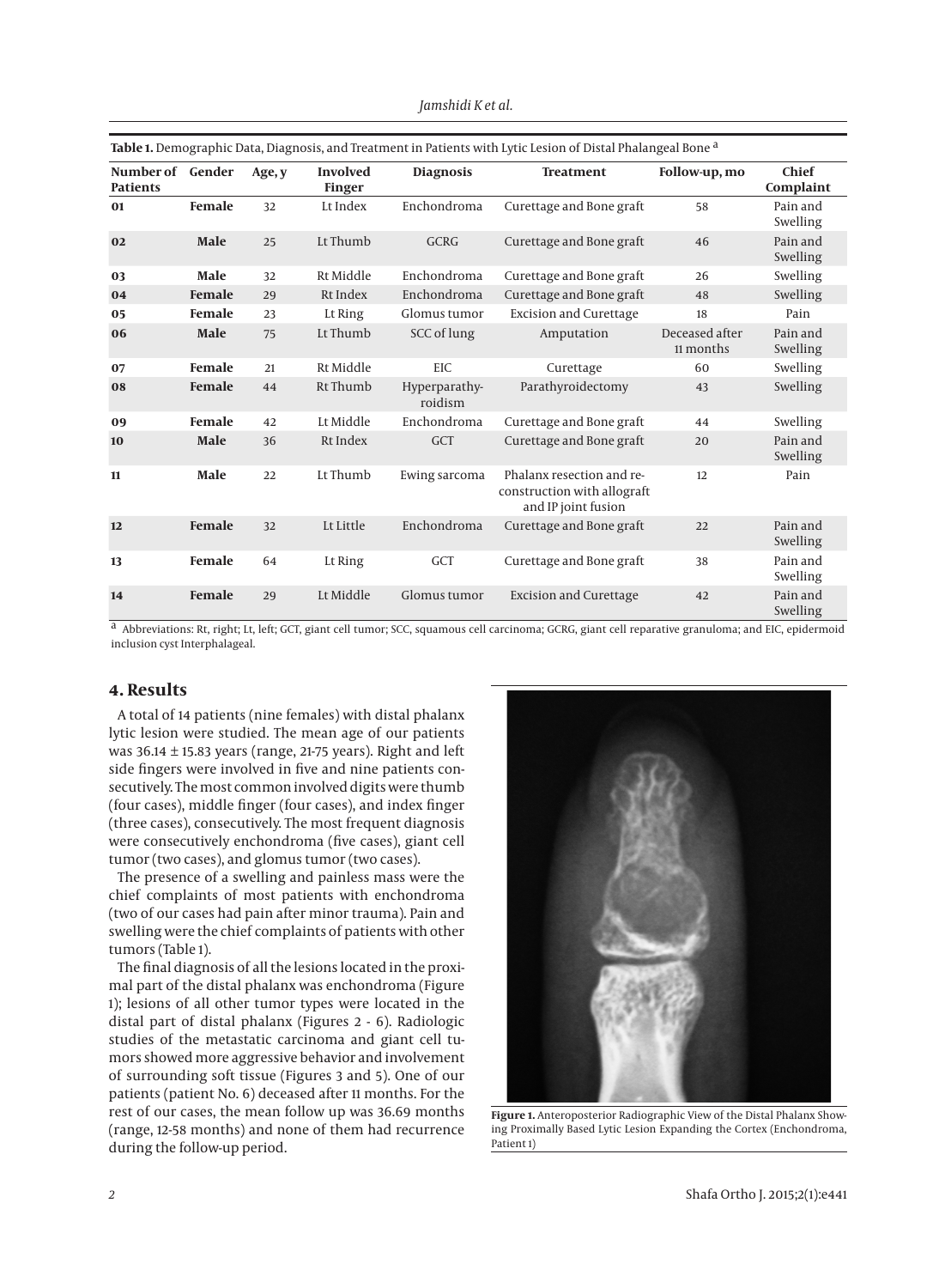**Table 1.** Demographic Data, Diagnosis, and Treatment in Patients with Lytic Lesion of Distal Phalangeal Bone [a]

| Number of Patients | Gender | Age, y | Involved Finger | Diagnosis | Treatment | Follow-up, mo | Chief Complaint |
|---|---|---|---|---|---|---|---|
| **01** | **Female** | 32 | Lt Index | Enchondroma | Curettage and Bone graft | 58 | Pain and Swelling |
| **02** | **Male** | 25 | Lt Thumb | GCRG | Curettage and Bone graft | 46 | Pain and Swelling |
| **03** | **Male** | 32 | Rt Middle | Enchondroma | Curettage and Bone graft | 26 | Swelling |
| **04** | **Female** | 29 | Rt Index | Enchondroma | Curettage and Bone graft | 48 | Swelling |
| **05** | **Female** | 23 | Lt Ring | Glomus tumor | Excision and Curettage | 18 | Pain |
| **06** | **Male** | 75 | Lt Thumb | SCC of lung | Amputation | Deceased after 11 months | Pain and Swelling |
| **07** | **Female** | 21 | Rt Middle | EIC | Curettage | 60 | Swelling |
| **08** | **Female** | 44 | Rt Thumb | Hyperparathyroidism | Parathyroidectomy | 43 | Swelling |
| **09** | **Female** | 42 | Lt Middle | Enchondroma | Curettage and Bone graft | 44 | Swelling |
| **10** | **Male** | 36 | Rt Index | GCT | Curettage and Bone graft | 20 | Pain and Swelling |
| **11** | **Male** | 22 | Lt Thumb | Ewing sarcoma | Phalanx resection and reconstruction with allograft and IP joint fusion | 12 | Pain |
| **12** | **Female** | 32 | Lt Little | Enchondroma | Curettage and Bone graft | 22 | Pain and Swelling |
| **13** | **Female** | 64 | Lt Ring | GCT | Curettage and Bone graft | 38 | Pain and Swelling |
| **14** | **Female** | 29 | Lt Middle | Glomus tumor | Excision and Curettage | 42 | Pain and Swelling |

[a] Abbreviations: Rt, right; Lt, left; GCT, giant cell tumor; SCC, squamous cell carcinoma; GCRG, giant cell reparative granuloma; and EIC, epidermoid inclusion cyst Interphalageal.

## 4. Results

A total of 14 patients (nine females) with distal phalanx lytic lesion were studied. The mean age of our patients was 36.14 ± 15.83 years (range, 21-75 years). Right and left side fingers were involved in five and nine patients consecutively. The most common involved digits were thumb (four cases), middle finger (four cases), and index finger (three cases), consecutively. The most frequent diagnosis were consecutively enchondroma (five cases), giant cell tumor (two cases), and glomus tumor (two cases).

The presence of a swelling and painless mass were the chief complaints of most patients with enchondroma (two of our cases had pain after minor trauma). Pain and swelling were the chief complaints of patients with other tumors (Table 1).

The final diagnosis of all the lesions located in the proximal part of the distal phalanx was enchondroma (Figure 1); lesions of all other tumor types were located in the distal part of distal phalanx (Figures 2 - 6). Radiologic studies of the metastatic carcinoma and giant cell tumors showed more aggressive behavior and involvement of surrounding soft tissue (Figures 3 and 5). One of our patients (patient No. 6) deceased after 11 months. For the rest of our cases, the mean follow up was 36.69 months (range, 12-58 months) and none of them had recurrence during the follow-up period.

**Figure 1.** Anteroposterior Radiographic View of the Distal Phalanx Showing Proximally Based Lytic Lesion Expanding the Cortex (Enchondroma, Patient 1)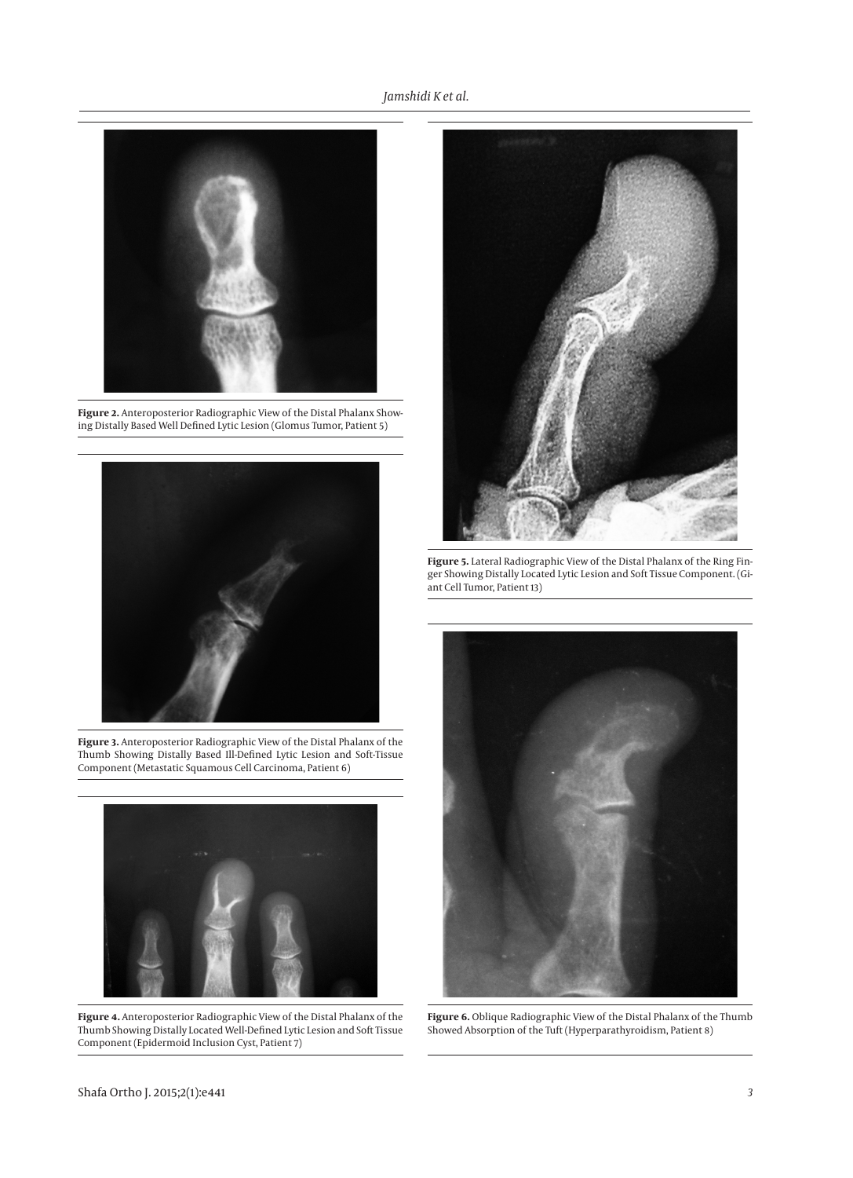**Figure 2.** Anteroposterior Radiographic View of the Distal Phalanx Showing Distally Based Well Defined Lytic Lesion (Glomus Tumor, Patient 5)

**Figure 3.** Anteroposterior Radiographic View of the Distal Phalanx of the Thumb Showing Distally Based Ill-Defined Lytic Lesion and Soft-Tissue Component (Metastatic Squamous Cell Carcinoma, Patient 6)

**Figure 4.** Anteroposterior Radiographic View of the Distal Phalanx of the Thumb Showing Distally Located Well-Defined Lytic Lesion and Soft Tissue Component (Epidermoid Inclusion Cyst, Patient 7)

**Figure 5.** Lateral Radiographic View of the Distal Phalanx of the Ring Finger Showing Distally Located Lytic Lesion and Soft Tissue Component. (Giant Cell Tumor, Patient 13)

**Figure 6.** Oblique Radiographic View of the Distal Phalanx of the Thumb Showed Absorption of the Tuft (Hyperparathyroidism, Patient 8)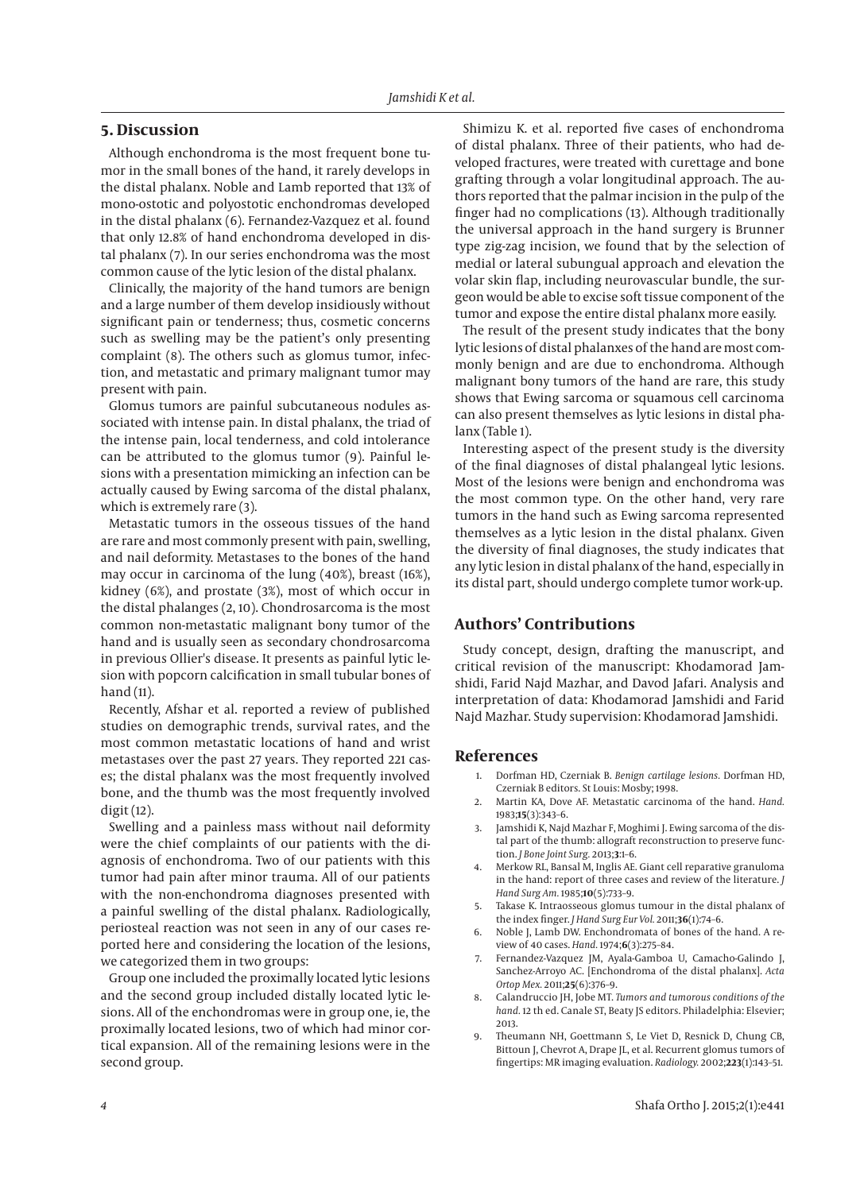## 5. Discussion

Although enchondroma is the most frequent bone tumor in the small bones of the hand, it rarely develops in the distal phalanx. Noble and Lamb reported that 13% of mono-ostotic and polyostotic enchondromas developed in the distal phalanx (6). Fernandez-Vazquez et al. found that only 12.8% of hand enchondroma developed in distal phalanx (7). In our series enchondroma was the most common cause of the lytic lesion of the distal phalanx.

Clinically, the majority of the hand tumors are benign and a large number of them develop insidiously without significant pain or tenderness; thus, cosmetic concerns such as swelling may be the patient's only presenting complaint (8). The others such as glomus tumor, infection, and metastatic and primary malignant tumor may present with pain.

Glomus tumors are painful subcutaneous nodules associated with intense pain. In distal phalanx, the triad of the intense pain, local tenderness, and cold intolerance can be attributed to the glomus tumor (9). Painful lesions with a presentation mimicking an infection can be actually caused by Ewing sarcoma of the distal phalanx, which is extremely rare (3).

Metastatic tumors in the osseous tissues of the hand are rare and most commonly present with pain, swelling, and nail deformity. Metastases to the bones of the hand may occur in carcinoma of the lung (40%), breast (16%), kidney (6%), and prostate (3%), most of which occur in the distal phalanges (2, 10). Chondrosarcoma is the most common non-metastatic malignant bony tumor of the hand and is usually seen as secondary chondrosarcoma in previous Ollier's disease. It presents as painful lytic lesion with popcorn calcification in small tubular bones of hand (11).

Recently, Afshar et al. reported a review of published studies on demographic trends, survival rates, and the most common metastatic locations of hand and wrist metastases over the past 27 years. They reported 221 cases; the distal phalanx was the most frequently involved bone, and the thumb was the most frequently involved digit (12).

Swelling and a painless mass without nail deformity were the chief complaints of our patients with the diagnosis of enchondroma. Two of our patients with this tumor had pain after minor trauma. All of our patients with the non-enchondroma diagnoses presented with a painful swelling of the distal phalanx. Radiologically, periosteal reaction was not seen in any of our cases reported here and considering the location of the lesions, we categorized them in two groups:

Group one included the proximally located lytic lesions and the second group included distally located lytic lesions. All of the enchondromas were in group one, ie, the proximally located lesions, two of which had minor cortical expansion. All of the remaining lesions were in the second group.

Shimizu K. et al. reported five cases of enchondroma of distal phalanx. Three of their patients, who had developed fractures, were treated with curettage and bone grafting through a volar longitudinal approach. The authors reported that the palmar incision in the pulp of the finger had no complications (13). Although traditionally the universal approach in the hand surgery is Brunner type zig-zag incision, we found that by the selection of medial or lateral subungual approach and elevation the volar skin flap, including neurovascular bundle, the surgeon would be able to excise soft tissue component of the tumor and expose the entire distal phalanx more easily.

The result of the present study indicates that the bony lytic lesions of distal phalanxes of the hand are most commonly benign and are due to enchondroma. Although malignant bony tumors of the hand are rare, this study shows that Ewing sarcoma or squamous cell carcinoma can also present themselves as lytic lesions in distal phalanx (Table 1).

Interesting aspect of the present study is the diversity of the final diagnoses of distal phalangeal lytic lesions. Most of the lesions were benign and enchondroma was the most common type. On the other hand, very rare tumors in the hand such as Ewing sarcoma represented themselves as a lytic lesion in the distal phalanx. Given the diversity of final diagnoses, the study indicates that any lytic lesion in distal phalanx of the hand, especially in its distal part, should undergo complete tumor work-up.

## Authors' Contributions

Study concept, design, drafting the manuscript, and critical revision of the manuscript: Khodamorad Jamshidi, Farid Najd Mazhar, and Davod Jafari. Analysis and interpretation of data: Khodamorad Jamshidi and Farid Najd Mazhar. Study supervision: Khodamorad Jamshidi.

## References

1. Dorfman HD, Czerniak B. *Benign cartilage lesions*. Dorfman HD, Czerniak B editors. St Louis: Mosby; 1998.
2. Martin KA, Dove AF. Metastatic carcinoma of the hand. *Hand.* 1983;**15**(3):343–6.
3. Jamshidi K, Najd Mazhar F, Moghimi J. Ewing sarcoma of the distal part of the thumb: allograft reconstruction to preserve function. *J Bone Joint Surg.* 2013;**3**:1–6.
4. Merkow RL, Bansal M, Inglis AE. Giant cell reparative granuloma in the hand: report of three cases and review of the literature. *J Hand Surg Am.* 1985;**10**(5):733–9.
5. Takase K. Intraosseous glomus tumour in the distal phalanx of the index finger. *J Hand Surg Eur Vol.* 2011;**36**(1):74–6.
6. Noble J, Lamb DW. Enchondromata of bones of the hand. A review of 40 cases. *Hand.* 1974;**6**(3):275–84.
7. Fernandez-Vazquez JM, Ayala-Gamboa U, Camacho-Galindo J, Sanchez-Arroyo AC. [Enchondroma of the distal phalanx]. *Acta Ortop Mex.* 2011;**25**(6):376–9.
8. Calandruccio JH, Jobe MT. *Tumors and tumorous conditions of the hand*. 12 th ed. Canale ST, Beaty JS editors. Philadelphia: Elsevier; 2013.
9. Theumann NH, Goettmann S, Le Viet D, Resnick D, Chung CB, Bittoun J, Chevrot A, Drape JL, et al. Recurrent glomus tumors of fingertips: MR imaging evaluation. *Radiology.* 2002;**223**(1):143–51.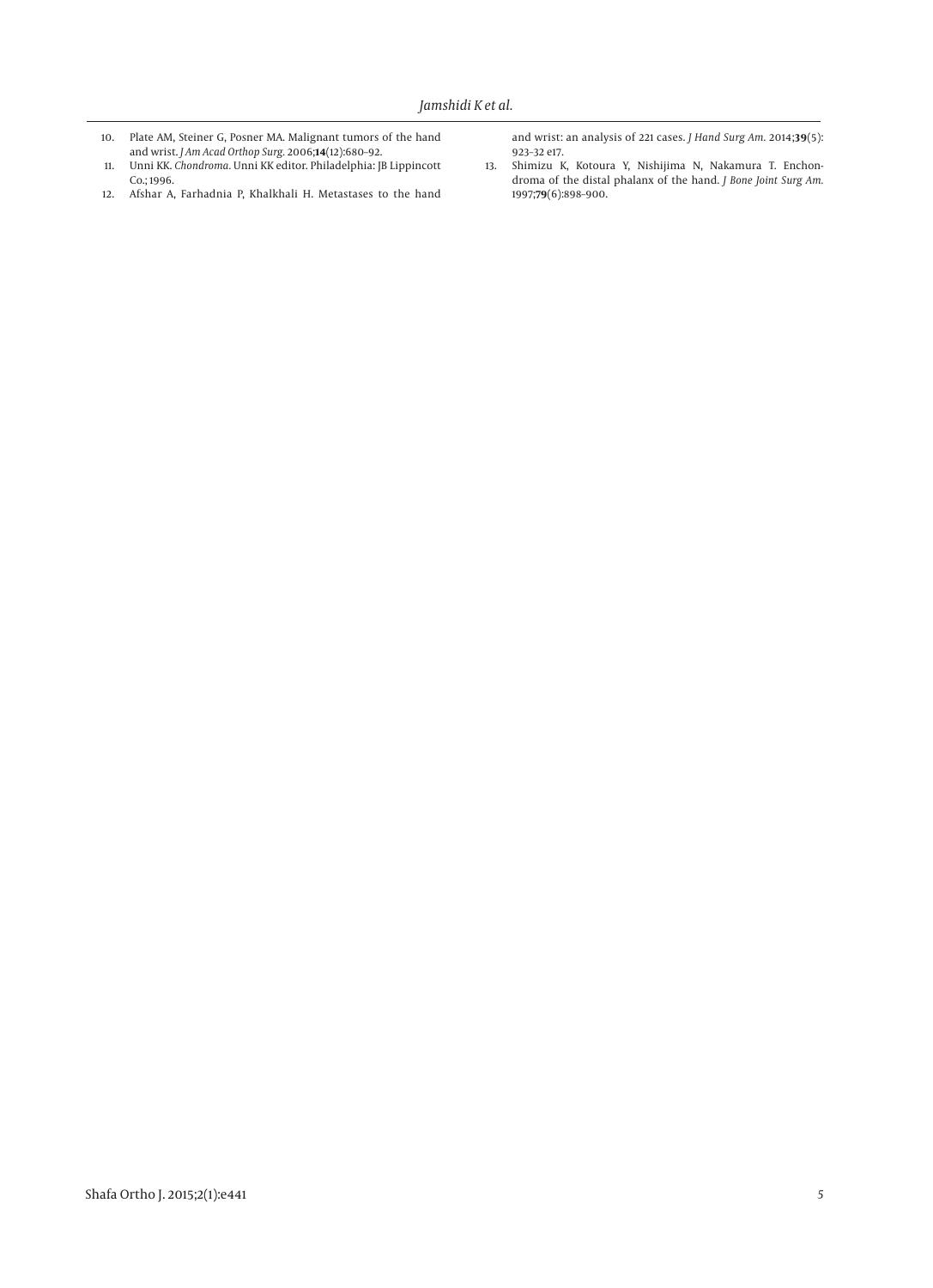10. Plate AM, Steiner G, Posner MA. Malignant tumors of the hand and wrist. *J Am Acad Orthop Surg.* 2006;**14**(12):680–92.
11. Unni KK. *Chondroma.* Unni KK editor. Philadelphia: JB Lippincott Co.; 1996.
12. Afshar A, Farhadnia P, Khalkhali H. Metastases to the hand and wrist: an analysis of 221 cases. *J Hand Surg Am.* 2014;**39**(5): 923–32 e17.
13. Shimizu K, Kotoura Y, Nishijima N, Nakamura T. Enchondroma of the distal phalanx of the hand. *J Bone Joint Surg Am.* 1997;**79**(6):898–900.